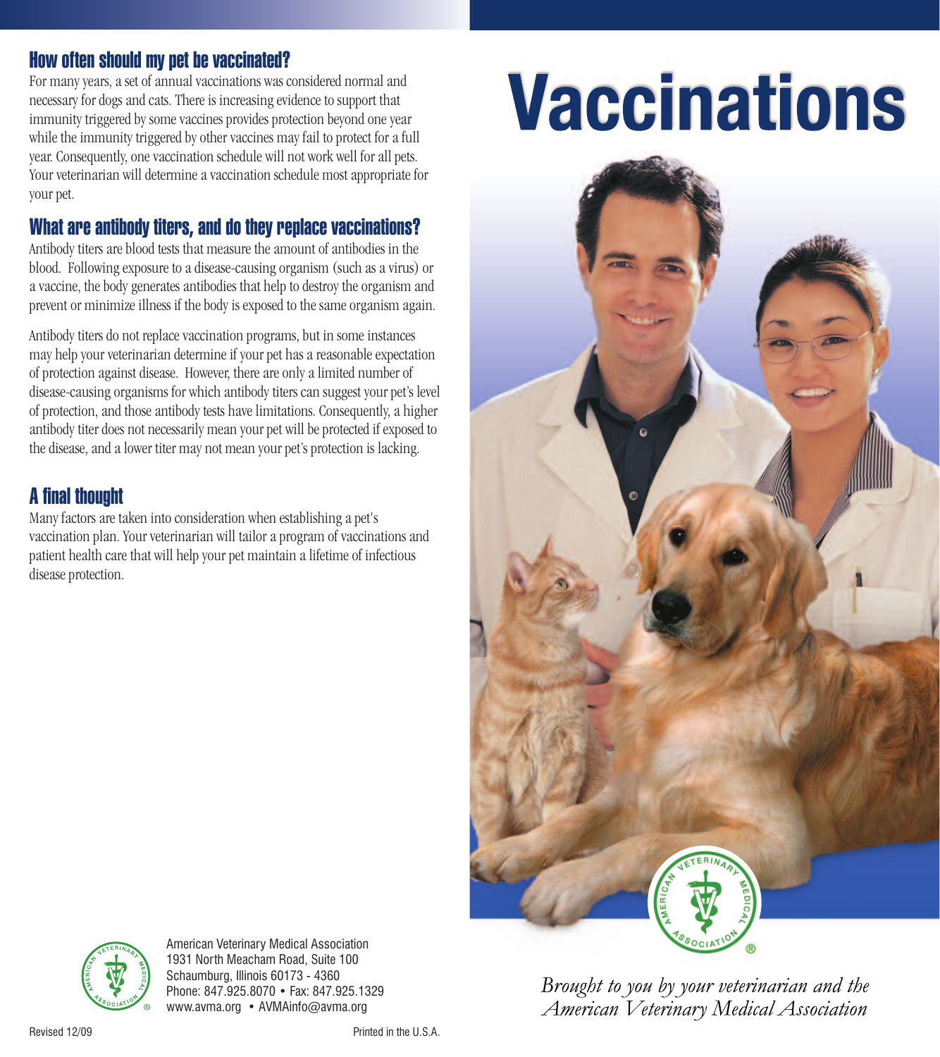## How often should my pet be vaccinated?

For many years, a set of annual vaccinations was considered normal and necessary for dogs and cats. There is increasing evidence to support that immunity triggered by some vaccines provides protection beyond one year while the immunity triggered by other vaccines may fail to protect for a full year. Consequently, one vaccination schedule will not work well for all pets. Your veterinarian will determine a vaccination schedule most appropriate for your pet.

## What are antibody titers, and do they replace vaccinations?

Antibody titers are blood tests that measure the amount of antibodies in the blood. Following exposure to a disease-causing organism (such as a virus) or a vaccine, the body generates antibodies that help to destroy the organism and prevent or minimize illness if the body is exposed to the same organism again.

Antibody titers do not replace vaccination programs, but in some instances may help your veterinarian determine if your pet has a reasonable expectation of protection against disease. However, there are only a limited number of disease-causing organisms for which antibody titers can suggest your pet's level of protection, and those antibody tests have limitations. Consequently, a higher antibody titer does not necessarily mean your pet will be protected if exposed to the disease, and a lower titer may not mean your pet's protection is lacking.

## A final thought

Many factors are taken into consideration when establishing a pet's vaccination plan. Your veterinarian will tailor a program of vaccinations and patient health care that will help your pet maintain a lifetime of infectious disease protection.

American Veterinary Medical Association
1931 North Meacham Road, Suite 100
Schaumburg, Illinois 60173 - 4360
Phone: 847.925.8070 • Fax: 847.925.1329
www.avma.org • AVMAinfo@avma.org

Revised 12/09

Printed in the U.S.A.

# Vaccinations

*Brought to you by your veterinarian and the American Veterinary Medical Association*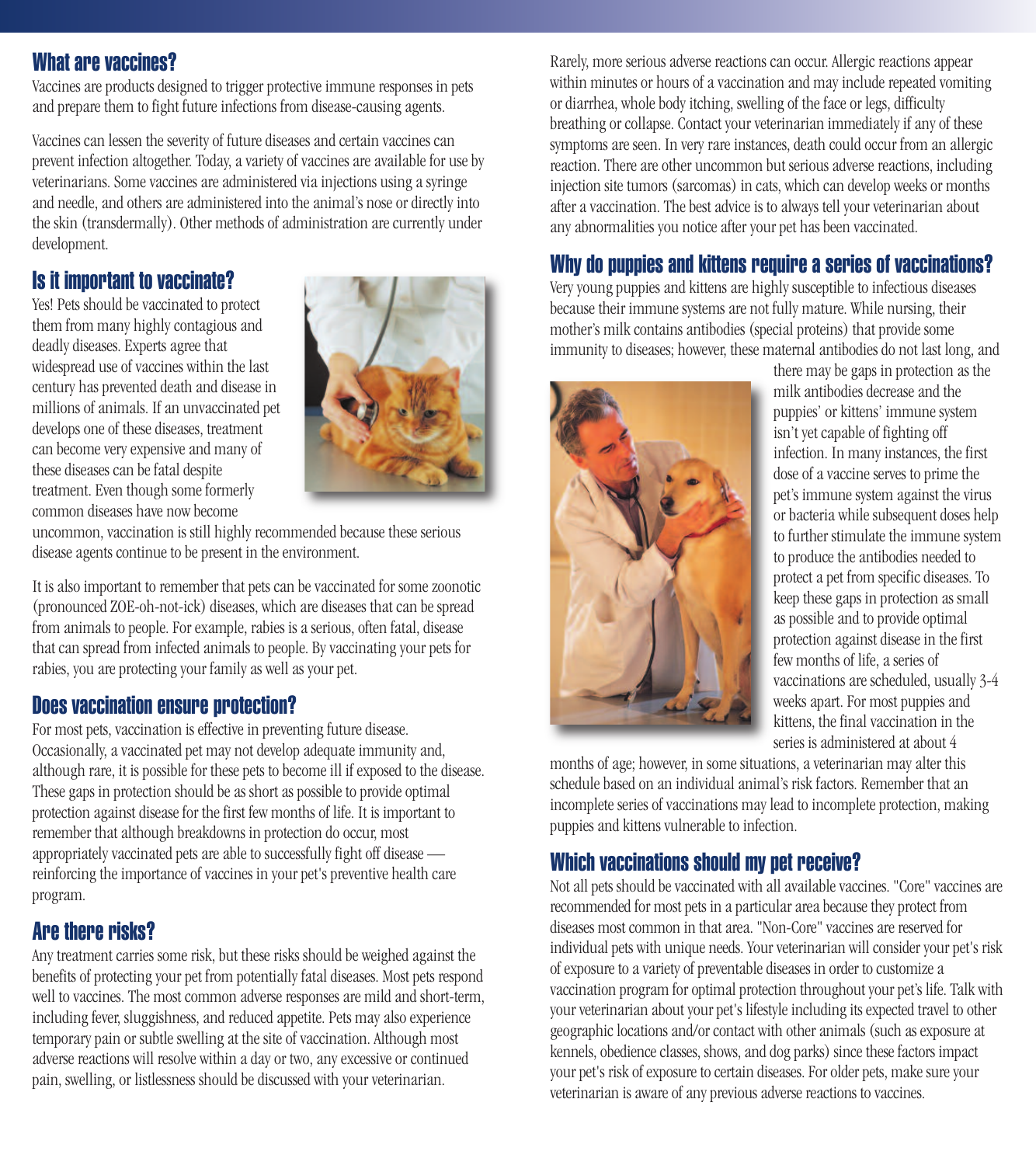## What are vaccines?

Vaccines are products designed to trigger protective immune responses in pets and prepare them to fight future infections from disease-causing agents.

Vaccines can lessen the severity of future diseases and certain vaccines can prevent infection altogether. Today, a variety of vaccines are available for use by veterinarians. Some vaccines are administered via injections using a syringe and needle, and others are administered into the animal's nose or directly into the skin (transdermally). Other methods of administration are currently under development.

## Is it important to vaccinate?

Yes! Pets should be vaccinated to protect them from many highly contagious and deadly diseases. Experts agree that widespread use of vaccines within the last century has prevented death and disease in millions of animals. If an unvaccinated pet develops one of these diseases, treatment can become very expensive and many of these diseases can be fatal despite treatment. Even though some formerly common diseases have now become uncommon, vaccination is still highly recommended because these serious disease agents continue to be present in the environment.

It is also important to remember that pets can be vaccinated for some zoonotic (pronounced ZOE-oh-not-ick) diseases, which are diseases that can be spread from animals to people. For example, rabies is a serious, often fatal, disease that can spread from infected animals to people. By vaccinating your pets for rabies, you are protecting your family as well as your pet.

## Does vaccination ensure protection?

For most pets, vaccination is effective in preventing future disease. Occasionally, a vaccinated pet may not develop adequate immunity and, although rare, it is possible for these pets to become ill if exposed to the disease. These gaps in protection should be as short as possible to provide optimal protection against disease for the first few months of life. It is important to remember that although breakdowns in protection do occur, most appropriately vaccinated pets are able to successfully fight off disease — reinforcing the importance of vaccines in your pet's preventive health care program.

## Are there risks?

Any treatment carries some risk, but these risks should be weighed against the benefits of protecting your pet from potentially fatal diseases. Most pets respond well to vaccines. The most common adverse responses are mild and short-term, including fever, sluggishness, and reduced appetite. Pets may also experience temporary pain or subtle swelling at the site of vaccination. Although most adverse reactions will resolve within a day or two, any excessive or continued pain, swelling, or listlessness should be discussed with your veterinarian.

Rarely, more serious adverse reactions can occur. Allergic reactions appear within minutes or hours of a vaccination and may include repeated vomiting or diarrhea, whole body itching, swelling of the face or legs, difficulty breathing or collapse. Contact your veterinarian immediately if any of these symptoms are seen. In very rare instances, death could occur from an allergic reaction. There are other uncommon but serious adverse reactions, including injection site tumors (sarcomas) in cats, which can develop weeks or months after a vaccination. The best advice is to always tell your veterinarian about any abnormalities you notice after your pet has been vaccinated.

## Why do puppies and kittens require a series of vaccinations?

Very young puppies and kittens are highly susceptible to infectious diseases because their immune systems are not fully mature. While nursing, their mother's milk contains antibodies (special proteins) that provide some immunity to diseases; however, these maternal antibodies do not last long, and there may be gaps in protection as the milk antibodies decrease and the puppies' or kittens' immune system isn't yet capable of fighting off infection. In many instances, the first dose of a vaccine serves to prime the pet's immune system against the virus or bacteria while subsequent doses help to further stimulate the immune system to produce the antibodies needed to protect a pet from specific diseases. To keep these gaps in protection as small as possible and to provide optimal protection against disease in the first few months of life, a series of vaccinations are scheduled, usually 3-4 weeks apart. For most puppies and kittens, the final vaccination in the series is administered at about 4 months of age; however, in some situations, a veterinarian may alter this schedule based on an individual animal's risk factors. Remember that an incomplete series of vaccinations may lead to incomplete protection, making puppies and kittens vulnerable to infection.

## Which vaccinations should my pet receive?

Not all pets should be vaccinated with all available vaccines. "Core" vaccines are recommended for most pets in a particular area because they protect from diseases most common in that area. "Non-Core" vaccines are reserved for individual pets with unique needs. Your veterinarian will consider your pet's risk of exposure to a variety of preventable diseases in order to customize a vaccination program for optimal protection throughout your pet's life. Talk with your veterinarian about your pet's lifestyle including its expected travel to other geographic locations and/or contact with other animals (such as exposure at kennels, obedience classes, shows, and dog parks) since these factors impact your pet's risk of exposure to certain diseases. For older pets, make sure your veterinarian is aware of any previous adverse reactions to vaccines.